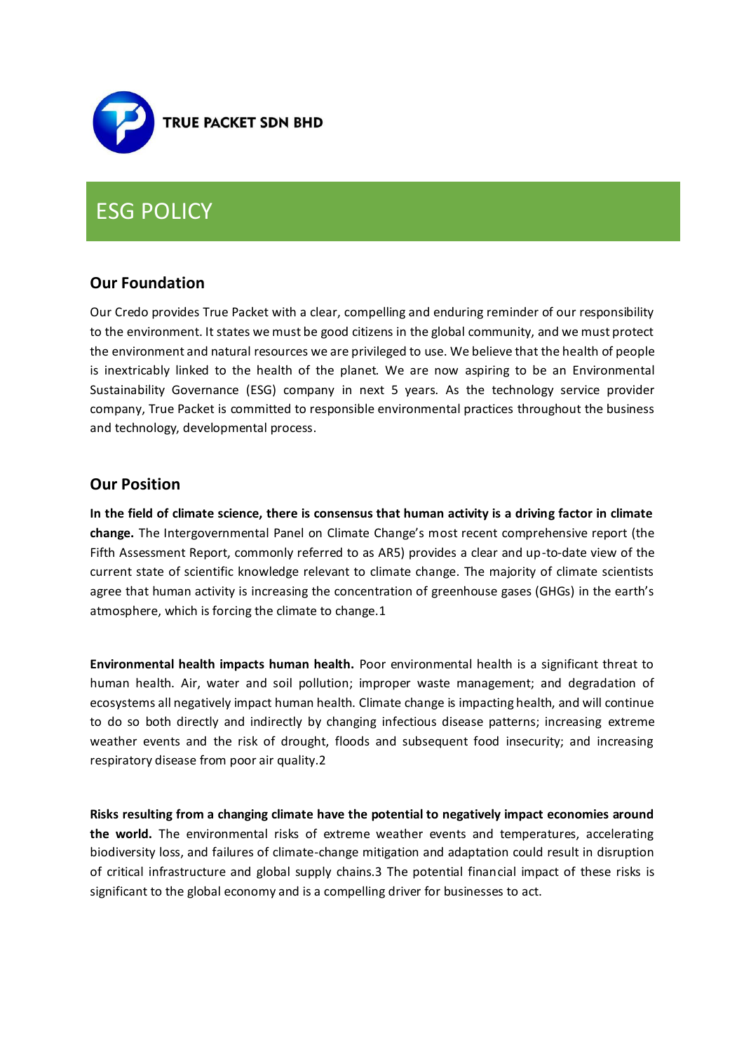**TRUE PACKET SDN BHD**

# ESG POLICY

## Our Foundation

Our Credo provides True Packet with a clear, compelling and enduring reminder of our responsibility to the environment. It states we must be good citizens in the global community, and we must protect the environment and natural resources we are privileged to use. We believe that the health of people is inextricably linked to the health of the planet. We are now aspiring to be an Environmental Sustainability Governance (ESG) company in next 5 years. As the technology service provider company, True Packet is committed to responsible environmental practices throughout the business and technology, developmental process.

## Our Position

**In the field of climate science, there is consensus that human activity is a driving factor in climate change.** The Intergovernmental Panel on Climate Change's most recent comprehensive report (the Fifth Assessment Report, commonly referred to as AR5) provides a clear and up-to-date view of the current state of scientific knowledge relevant to climate change. The majority of climate scientists agree that human activity is increasing the concentration of greenhouse gases (GHGs) in the earth's atmosphere, which is forcing the climate to change.[1]

**Environmental health impacts human health.** Poor environmental health is a significant threat to human health. Air, water and soil pollution; improper waste management; and degradation of ecosystems all negatively impact human health. Climate change is impacting health, and will continue to do so both directly and indirectly by changing infectious disease patterns; increasing extreme weather events and the risk of drought, floods and subsequent food insecurity; and increasing respiratory disease from poor air quality.[2]

**Risks resulting from a changing climate have the potential to negatively impact economies around the world.** The environmental risks of extreme weather events and temperatures, accelerating biodiversity loss, and failures of climate-change mitigation and adaptation could result in disruption of critical infrastructure and global supply chains.[3] The potential financial impact of these risks is significant to the global economy and is a compelling driver for businesses to act.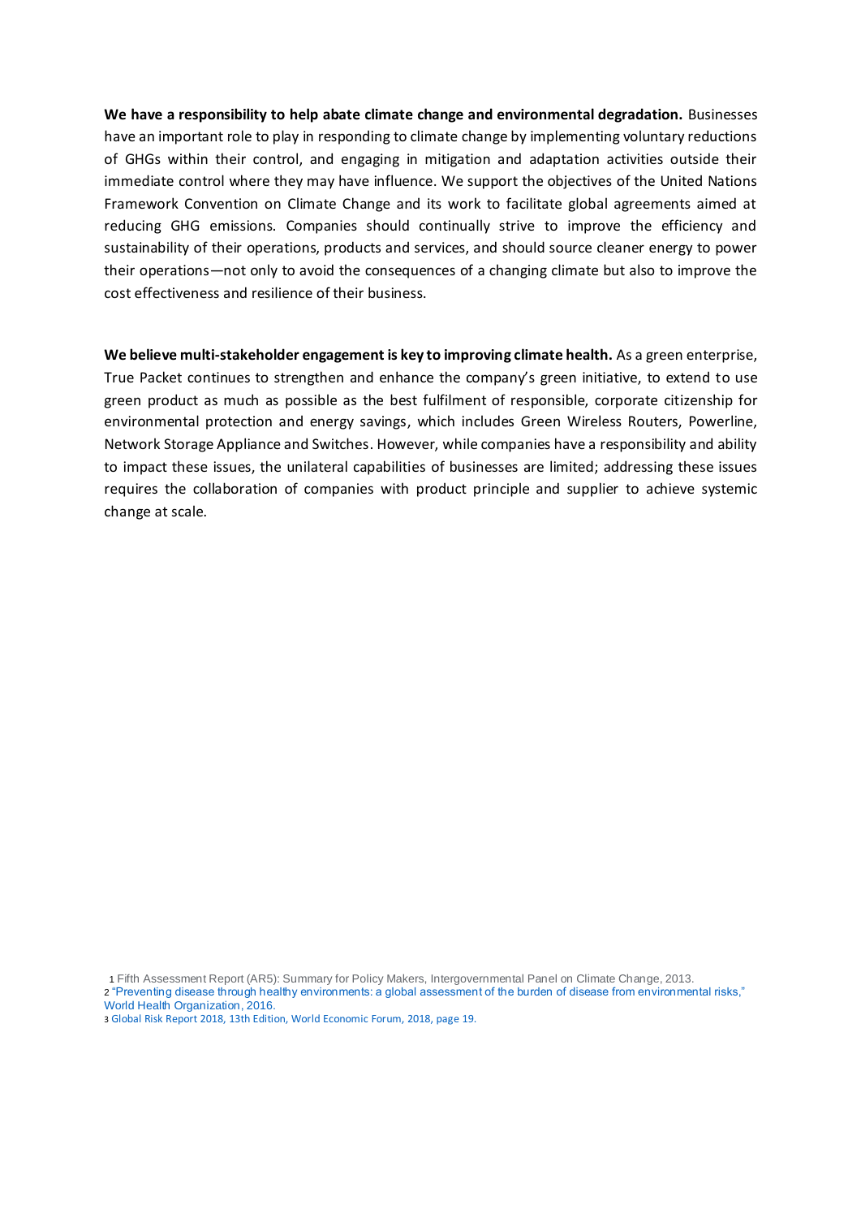**We have a responsibility to help abate climate change and environmental degradation.** Businesses have an important role to play in responding to climate change by implementing voluntary reductions of GHGs within their control, and engaging in mitigation and adaptation activities outside their immediate control where they may have influence. We support the objectives of the United Nations Framework Convention on Climate Change and its work to facilitate global agreements aimed at reducing GHG emissions. Companies should continually strive to improve the efficiency and sustainability of their operations, products and services, and should source cleaner energy to power their operations—not only to avoid the consequences of a changing climate but also to improve the cost effectiveness and resilience of their business.

**We believe multi-stakeholder engagement is key to improving climate health.** As a green enterprise, True Packet continues to strengthen and enhance the company's green initiative, to extend to use green product as much as possible as the best fulfilment of responsible, corporate citizenship for environmental protection and energy savings, which includes Green Wireless Routers, Powerline, Network Storage Appliance and Switches. However, while companies have a responsibility and ability to impact these issues, the unilateral capabilities of businesses are limited; addressing these issues requires the collaboration of companies with product principle and supplier to achieve systemic change at scale.

1 Fifth Assessment Report (AR5): Summary for Policy Makers, Intergovernmental Panel on Climate Change, 2013.
2 "Preventing disease through healthy environments: a global assessment of the burden of disease from environmental risks," World Health Organization, 2016.
3 Global Risk Report 2018, 13th Edition, World Economic Forum, 2018, page 19.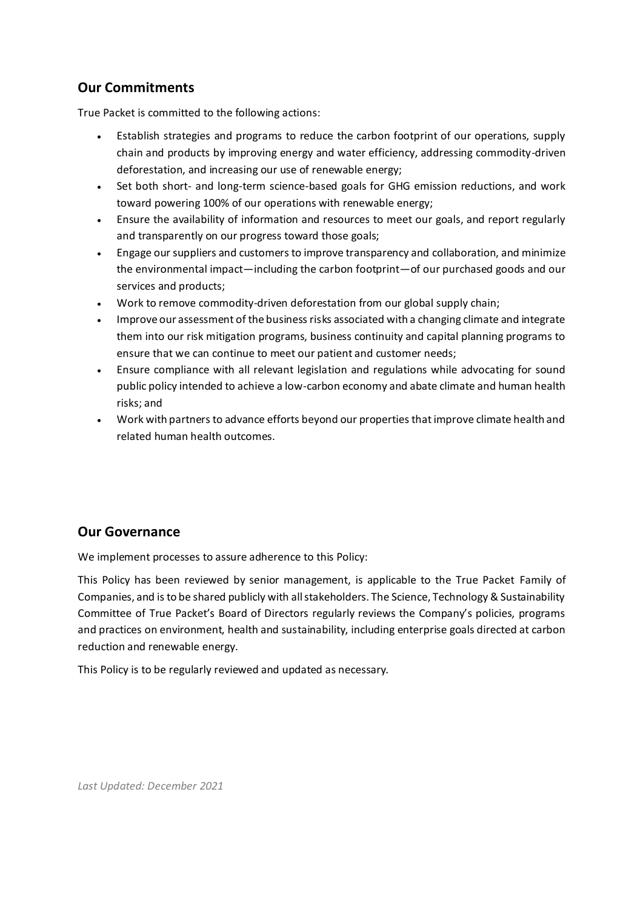## Our Commitments

True Packet is committed to the following actions:

- Establish strategies and programs to reduce the carbon footprint of our operations, supply chain and products by improving energy and water efficiency, addressing commodity-driven deforestation, and increasing our use of renewable energy;
- Set both short- and long-term science-based goals for GHG emission reductions, and work toward powering 100% of our operations with renewable energy;
- Ensure the availability of information and resources to meet our goals, and report regularly and transparently on our progress toward those goals;
- Engage our suppliers and customers to improve transparency and collaboration, and minimize the environmental impact—including the carbon footprint—of our purchased goods and our services and products;
- Work to remove commodity-driven deforestation from our global supply chain;
- Improve our assessment of the business risks associated with a changing climate and integrate them into our risk mitigation programs, business continuity and capital planning programs to ensure that we can continue to meet our patient and customer needs;
- Ensure compliance with all relevant legislation and regulations while advocating for sound public policy intended to achieve a low-carbon economy and abate climate and human health risks; and
- Work with partners to advance efforts beyond our properties that improve climate health and related human health outcomes.

## Our Governance

We implement processes to assure adherence to this Policy:

This Policy has been reviewed by senior management, is applicable to the True Packet Family of Companies, and is to be shared publicly with all stakeholders. The Science, Technology & Sustainability Committee of True Packet's Board of Directors regularly reviews the Company's policies, programs and practices on environment, health and sustainability, including enterprise goals directed at carbon reduction and renewable energy.

This Policy is to be regularly reviewed and updated as necessary.

*Last Updated: December 2021*